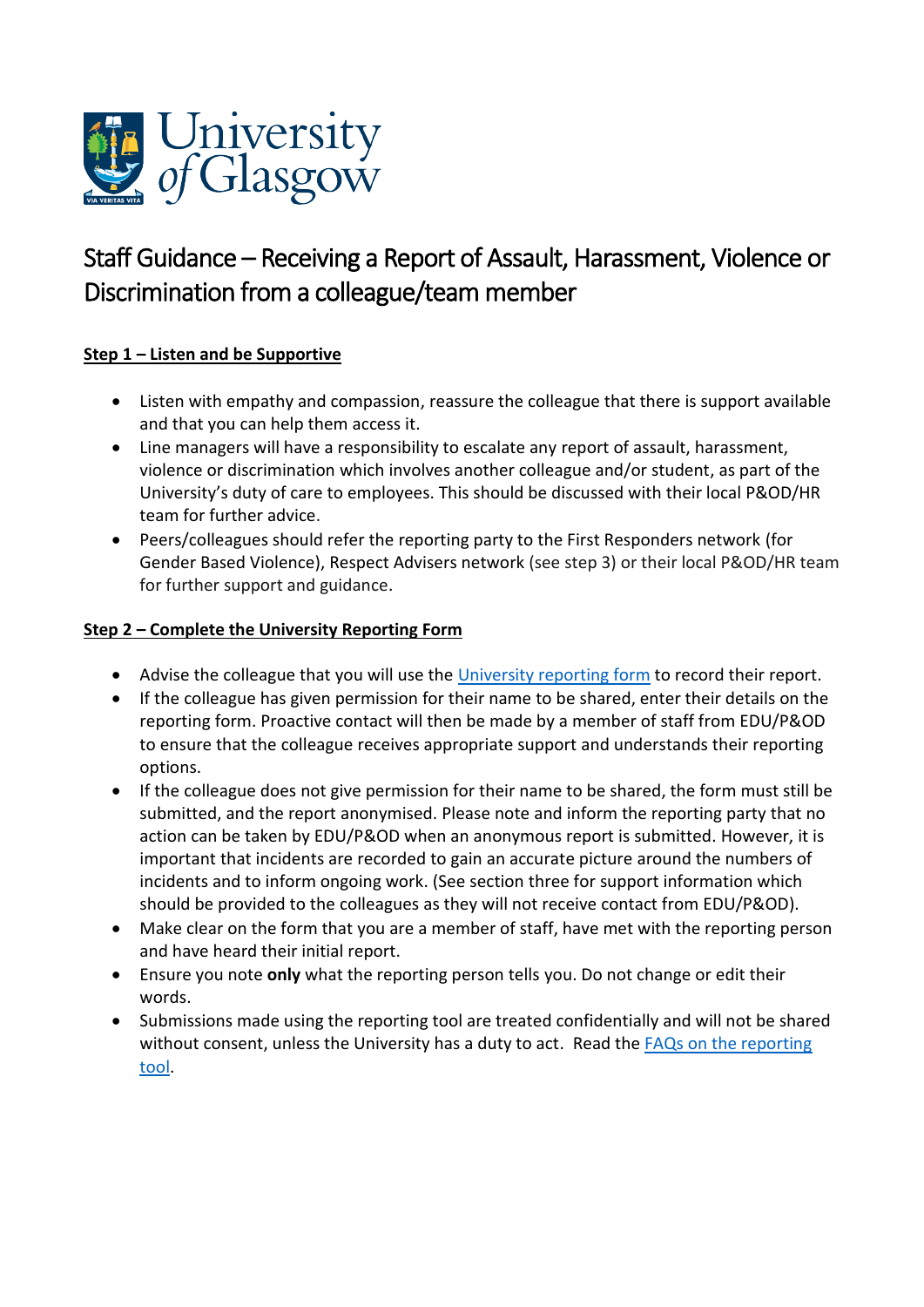# Staff Guidance – Receiving a Report of Assault, Harassment, Violence or Discrimination from a colleague/team member

**Step 1 – Listen and be Supportive**

- Listen with empathy and compassion, reassure the colleague that there is support available and that you can help them access it.
- Line managers will have a responsibility to escalate any report of assault, harassment, violence or discrimination which involves another colleague and/or student, as part of the University's duty of care to employees. This should be discussed with their local P&OD/HR team for further advice.
- Peers/colleagues should refer the reporting party to the First Responders network (for Gender Based Violence), Respect Advisers network (see step 3) or their local P&OD/HR team for further support and guidance.

**Step 2 – Complete the University Reporting Form**

- Advise the colleague that you will use the University reporting form to record their report.
- If the colleague has given permission for their name to be shared, enter their details on the reporting form. Proactive contact will then be made by a member of staff from EDU/P&OD to ensure that the colleague receives appropriate support and understands their reporting options.
- If the colleague does not give permission for their name to be shared, the form must still be submitted, and the report anonymised. Please note and inform the reporting party that no action can be taken by EDU/P&OD when an anonymous report is submitted. However, it is important that incidents are recorded to gain an accurate picture around the numbers of incidents and to inform ongoing work. (See section three for support information which should be provided to the colleagues as they will not receive contact from EDU/P&OD).
- Make clear on the form that you are a member of staff, have met with the reporting person and have heard their initial report.
- Ensure you note **only** what the reporting person tells you. Do not change or edit their words.
- Submissions made using the reporting tool are treated confidentially and will not be shared without consent, unless the University has a duty to act. Read the FAQs on the reporting tool.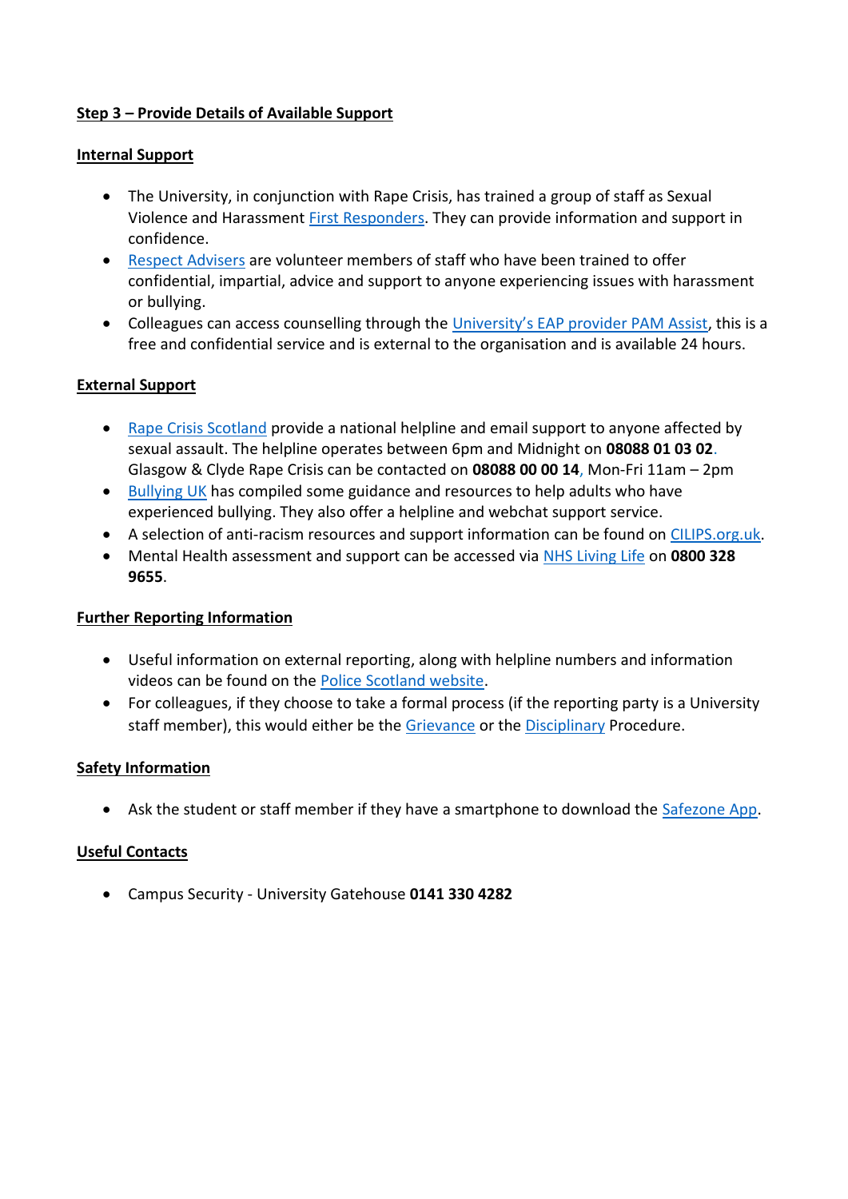## Step 3 – Provide Details of Available Support

### Internal Support

- The University, in conjunction with Rape Crisis, has trained a group of staff as Sexual Violence and Harassment First Responders. They can provide information and support in confidence.
- Respect Advisers are volunteer members of staff who have been trained to offer confidential, impartial, advice and support to anyone experiencing issues with harassment or bullying.
- Colleagues can access counselling through the University's EAP provider PAM Assist, this is a free and confidential service and is external to the organisation and is available 24 hours.

### External Support

- Rape Crisis Scotland provide a national helpline and email support to anyone affected by sexual assault. The helpline operates between 6pm and Midnight on **08088 01 03 02**. Glasgow & Clyde Rape Crisis can be contacted on **08088 00 00 14**, Mon-Fri 11am – 2pm
- Bullying UK has compiled some guidance and resources to help adults who have experienced bullying. They also offer a helpline and webchat support service.
- A selection of anti-racism resources and support information can be found on CILIPS.org.uk.
- Mental Health assessment and support can be accessed via NHS Living Life on **0800 328 9655**.

### Further Reporting Information

- Useful information on external reporting, along with helpline numbers and information videos can be found on the Police Scotland website.
- For colleagues, if they choose to take a formal process (if the reporting party is a University staff member), this would either be the Grievance or the Disciplinary Procedure.

### Safety Information

- Ask the student or staff member if they have a smartphone to download the Safezone App.

### Useful Contacts

- Campus Security - University Gatehouse **0141 330 4282**